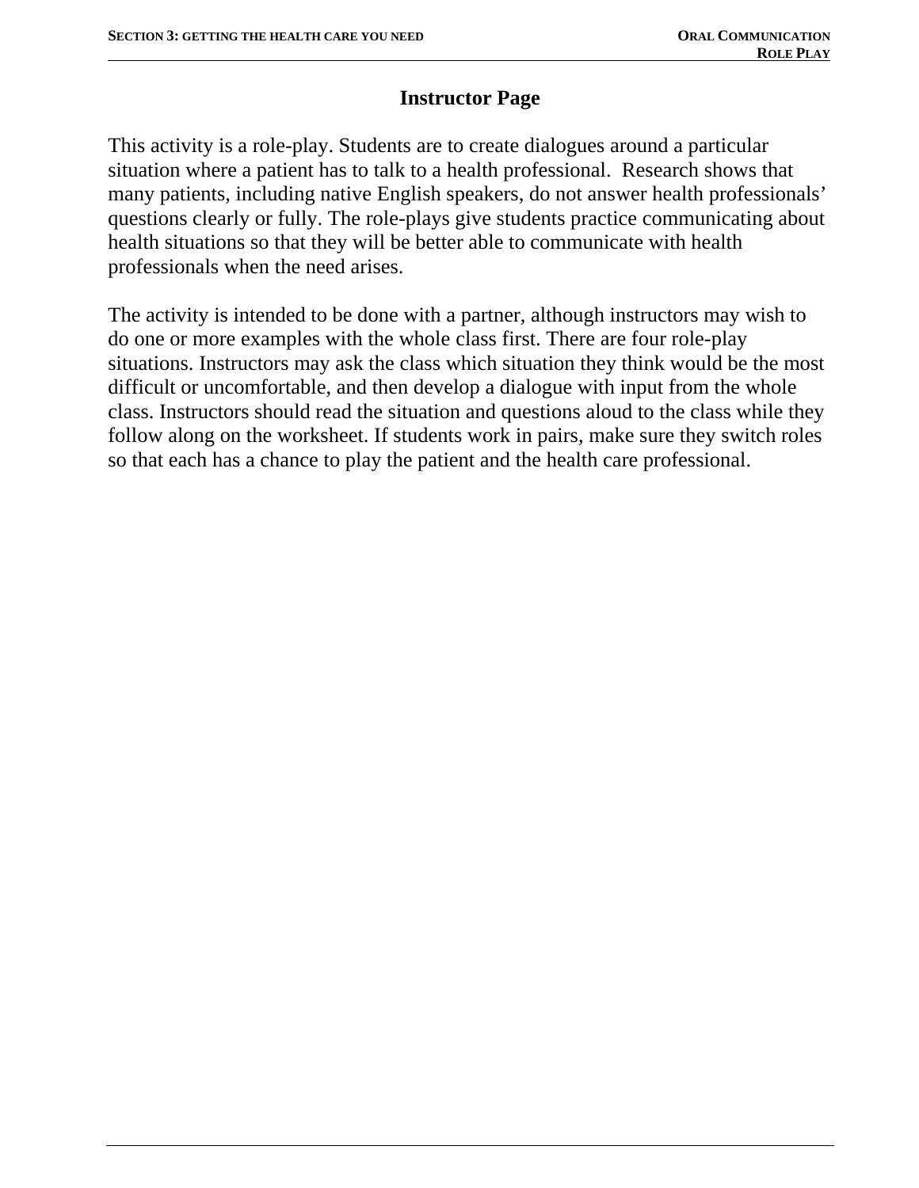# Instructor Page

This activity is a role-play. Students are to create dialogues around a particular situation where a patient has to talk to a health professional. Research shows that many patients, including native English speakers, do not answer health professionals' questions clearly or fully. The role-plays give students practice communicating about health situations so that they will be better able to communicate with health professionals when the need arises.

The activity is intended to be done with a partner, although instructors may wish to do one or more examples with the whole class first. There are four role-play situations. Instructors may ask the class which situation they think would be the most difficult or uncomfortable, and then develop a dialogue with input from the whole class. Instructors should read the situation and questions aloud to the class while they follow along on the worksheet. If students work in pairs, make sure they switch roles so that each has a chance to play the patient and the health care professional.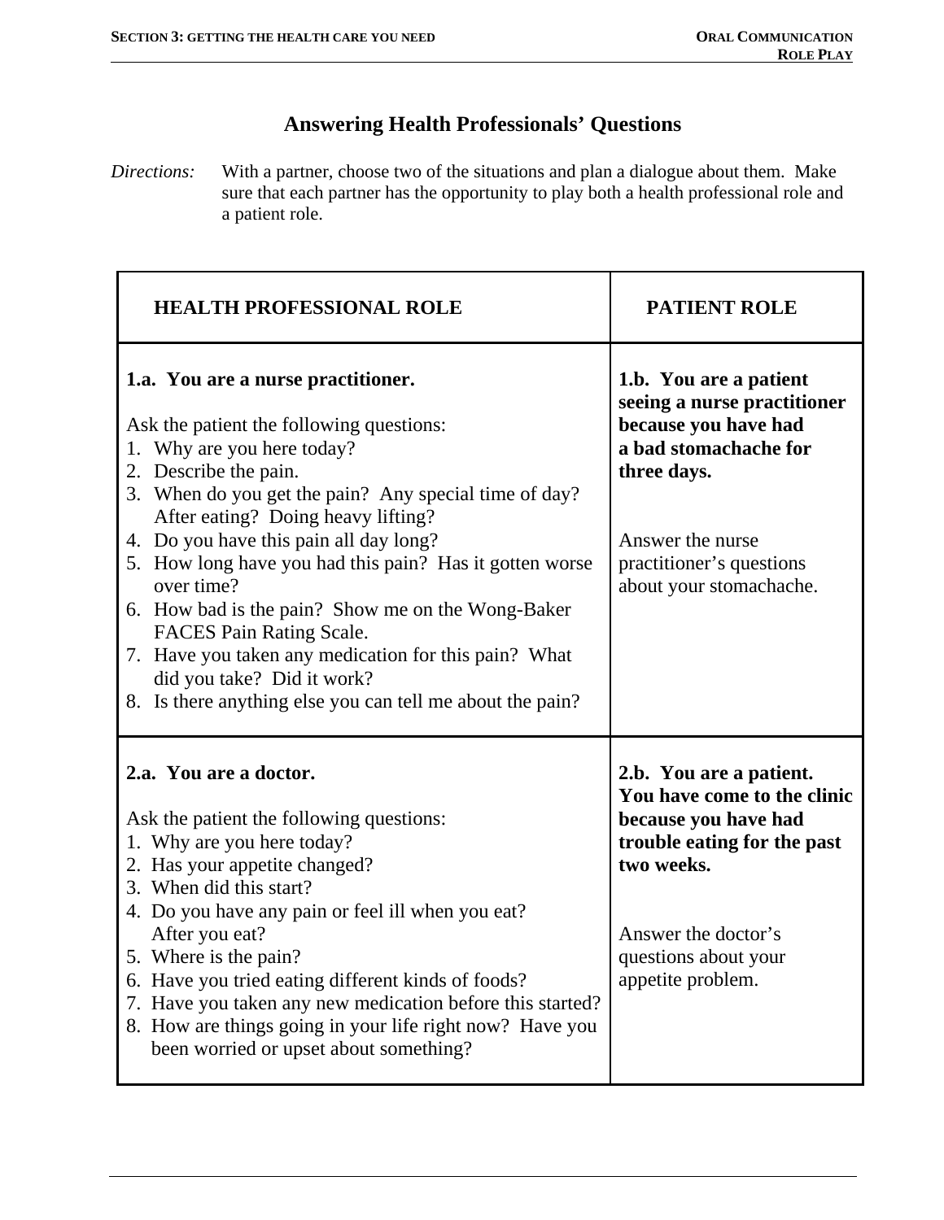# Answering Health Professionals' Questions

*Directions:* With a partner, choose two of the situations and plan a dialogue about them. Make sure that each partner has the opportunity to play both a health professional role and a patient role.

| HEALTH PROFESSIONAL ROLE | PATIENT ROLE |
|---|---|
| **1.a. You are a nurse practitioner.**<br><br>Ask the patient the following questions:<br>1. Why are you here today?<br>2. Describe the pain.<br>3. When do you get the pain? Any special time of day? After eating? Doing heavy lifting?<br>4. Do you have this pain all day long?<br>5. How long have you had this pain? Has it gotten worse over time?<br>6. How bad is the pain? Show me on the Wong-Baker FACES Pain Rating Scale.<br>7. Have you taken any medication for this pain? What did you take? Did it work?<br>8. Is there anything else you can tell me about the pain? | **1.b. You are a patient seeing a nurse practitioner because you have had a bad stomachache for three days.**<br><br>Answer the nurse practitioner's questions about your stomachache. |
| **2.a. You are a doctor.**<br><br>Ask the patient the following questions:<br>1. Why are you here today?<br>2. Has your appetite changed?<br>3. When did this start?<br>4. Do you have any pain or feel ill when you eat? After you eat?<br>5. Where is the pain?<br>6. Have you tried eating different kinds of foods?<br>7. Have you taken any new medication before this started?<br>8. How are things going in your life right now? Have you been worried or upset about something? | **2.b. You are a patient. You have come to the clinic because you have had trouble eating for the past two weeks.**<br><br>Answer the doctor's questions about your appetite problem. |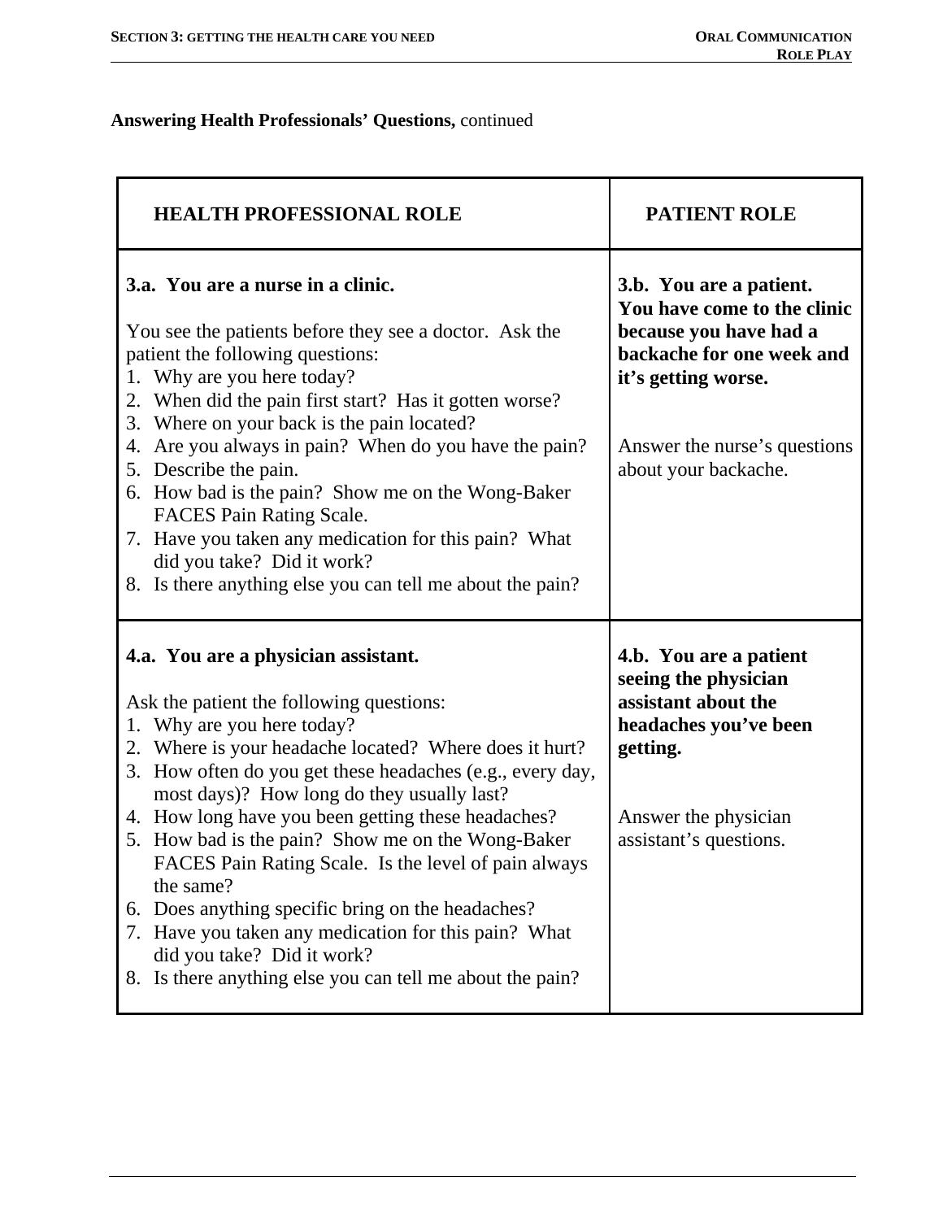**Answering Health Professionals' Questions,** continued

| HEALTH PROFESSIONAL ROLE | PATIENT ROLE |
|---|---|
| **3.a. You are a nurse in a clinic.**<br><br>You see the patients before they see a doctor. Ask the patient the following questions:<br>1. Why are you here today?<br>2. When did the pain first start? Has it gotten worse?<br>3. Where on your back is the pain located?<br>4. Are you always in pain? When do you have the pain?<br>5. Describe the pain.<br>6. How bad is the pain? Show me on the Wong-Baker FACES Pain Rating Scale.<br>7. Have you taken any medication for this pain? What did you take? Did it work?<br>8. Is there anything else you can tell me about the pain? | **3.b. You are a patient. You have come to the clinic because you have had a backache for one week and it's getting worse.**<br><br>Answer the nurse's questions about your backache. |
| **4.a. You are a physician assistant.**<br><br>Ask the patient the following questions:<br>1. Why are you here today?<br>2. Where is your headache located? Where does it hurt?<br>3. How often do you get these headaches (e.g., every day, most days)? How long do they usually last?<br>4. How long have you been getting these headaches?<br>5. How bad is the pain? Show me on the Wong-Baker FACES Pain Rating Scale. Is the level of pain always the same?<br>6. Does anything specific bring on the headaches?<br>7. Have you taken any medication for this pain? What did you take? Did it work?<br>8. Is there anything else you can tell me about the pain? | **4.b. You are a patient seeing the physician assistant about the headaches you've been getting.**<br><br>Answer the physician assistant's questions. |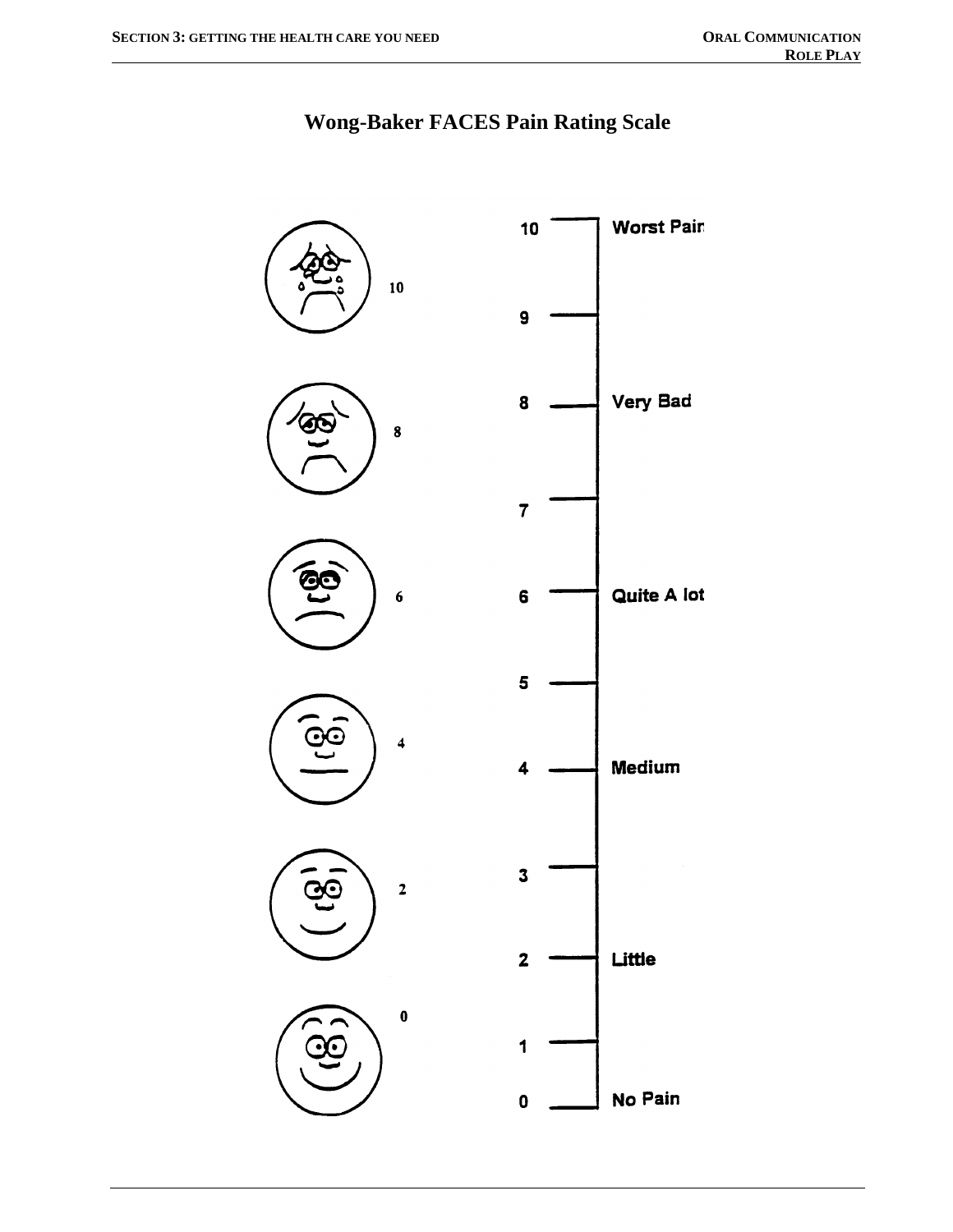# Wong-Baker FACES Pain Rating Scale

10

8

6

4

2

0

10 Worst Pain

9

8 Very Bad

7

6 Quite A lot

5

4 Medium

3

2 Little

1

0 No Pain